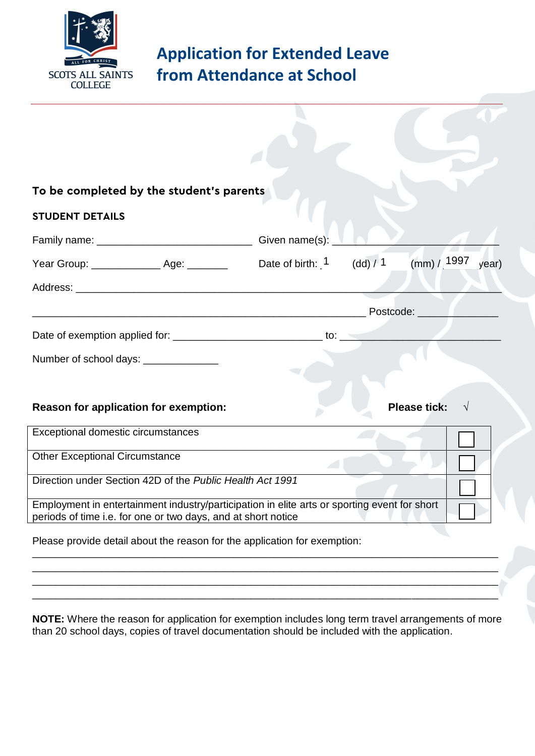SCOTS ALL SAINTS COLLEGE

# Application for Extended Leave from Attendance at School

**To be completed by the student's parents**

**STUDENT DETAILS**

Family name: ____________________________ Given name(s): ______________________________

Year Group: ____________ Age: _______ Date of birth: 1 (dd) / 1 (mm) / 1997 year)

Address: ______________________________________________________________________

____________________________________________________________ Postcode: ______________

Date of exemption applied for: ___________________________ to: ____________________________

Number of school days: _____________

**Reason for application for exemption:** **Please tick:** √

| | |
|---|---|
| Exceptional domestic circumstances | ☐ |
| Other Exceptional Circumstance | ☐ |
| Direction under Section 42D of the *Public Health Act 1991* | ☐ |
| Employment in entertainment industry/participation in elite arts or sporting event for short periods of time i.e. for one or two days, and at short notice | ☐ |

Please provide detail about the reason for the application for exemption:

______________________________________________________________________________

______________________________________________________________________________

______________________________________________________________________________

______________________________________________________________________________

**NOTE:** Where the reason for application for exemption includes long term travel arrangements of more than 20 school days, copies of travel documentation should be included with the application.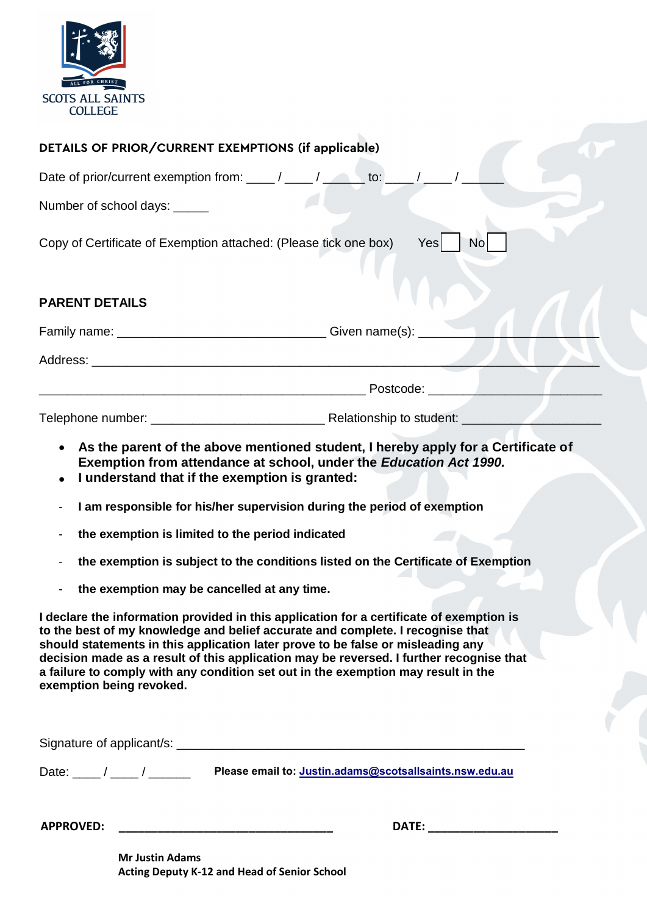SCOTS ALL SAINTS COLLEGE

ALL FOR CHRIST

## DETAILS OF PRIOR/CURRENT EXEMPTIONS (if applicable)

Date of prior/current exemption from: ____ / ____ / ______ to: ____ / ____ / ______

Number of school days: _____

Copy of Certificate of Exemption attached: (Please tick one box) Yes ☐ No ☐

## PARENT DETAILS

Family name: ______________________________ Given name(s): __________________________

Address: ___________________________________________________________________________

_______________________________________________ Postcode: __________________________

Telephone number: _________________________ Relationship to student: ____________________

- **As the parent of the above mentioned student, I hereby apply for a Certificate of Exemption from attendance at school, under the *Education Act 1990.***
- **I understand that if the exemption is granted:**

- **I am responsible for his/her supervision during the period of exemption**
- **the exemption is limited to the period indicated**
- **the exemption is subject to the conditions listed on the Certificate of Exemption**
- **the exemption may be cancelled at any time.**

**I declare the information provided in this application for a certificate of exemption is to the best of my knowledge and belief accurate and complete. I recognise that should statements in this application later prove to be false or misleading any decision made as a result of this application may be reversed. I further recognise that a failure to comply with any condition set out in the exemption may result in the exemption being revoked.**

Signature of applicant/s: ____________________________________________________

Date: ____ / ____ / ______ **Please email to: Justin.adams@scotsallsaints.nsw.edu.au**

**APPROVED:** ________________________________ **DATE:** ____________________

**Mr Justin Adams**
**Acting Deputy K-12 and Head of Senior School**